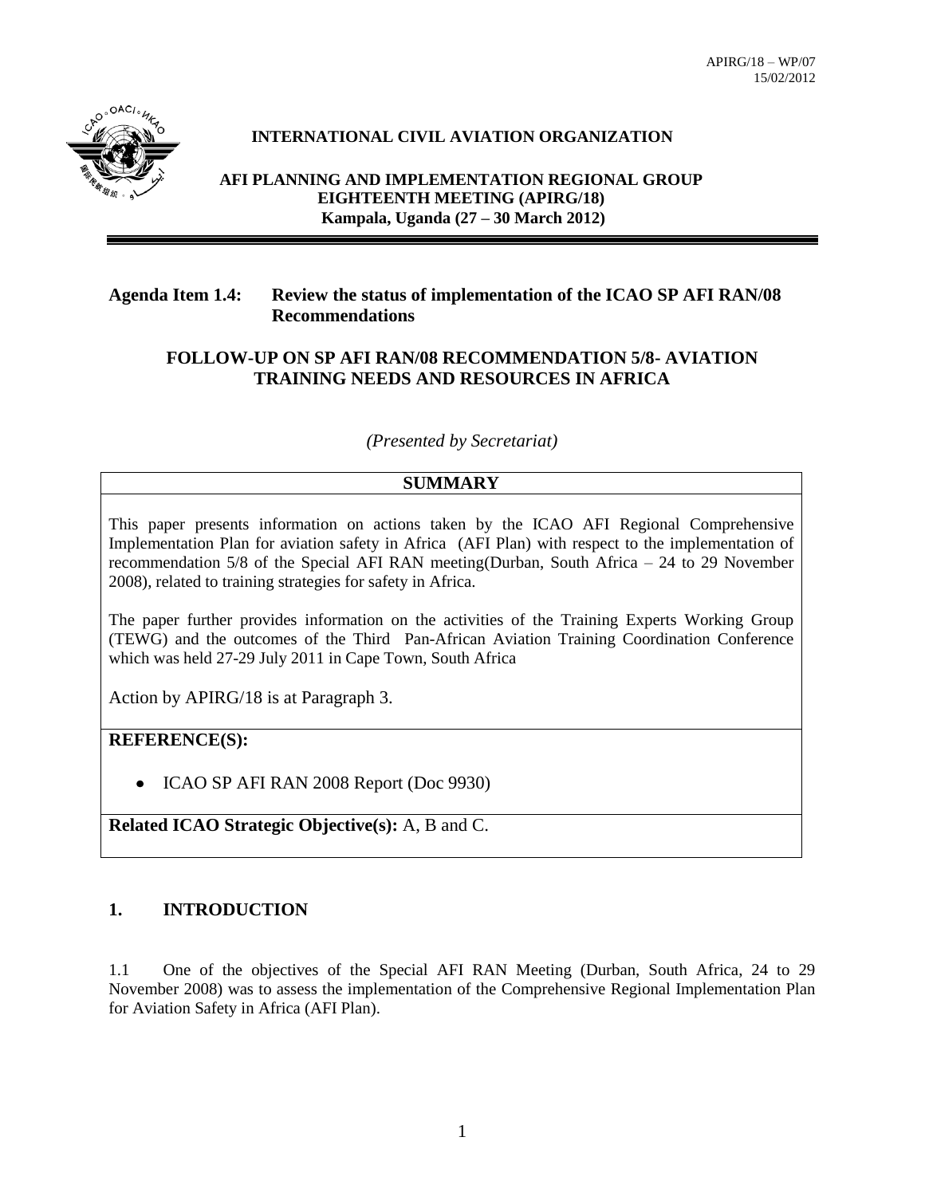APIRG/18 – WP/07
15/02/2012

**INTERNATIONAL CIVIL AVIATION ORGANIZATION**

**AFI PLANNING AND IMPLEMENTATION REGIONAL GROUP**
**EIGHTEENTH MEETING (APIRG/18)**
**Kampala, Uganda (27 – 30 March 2012)**

**Agenda Item 1.4: Review the status of implementation of the ICAO SP AFI RAN/08 Recommendations**

**FOLLOW-UP ON SP AFI RAN/08 RECOMMENDATION 5/8- AVIATION TRAINING NEEDS AND RESOURCES IN AFRICA**

*(Presented by Secretariat)*

| **SUMMARY** |
|---|
| This paper presents information on actions taken by the ICAO AFI Regional Comprehensive Implementation Plan for aviation safety in Africa (AFI Plan) with respect to the implementation of recommendation 5/8 of the Special AFI RAN meeting(Durban, South Africa – 24 to 29 November 2008), related to training strategies for safety in Africa.<br><br>The paper further provides information on the activities of the Training Experts Working Group (TEWG) and the outcomes of the Third Pan-African Aviation Training Coordination Conference which was held 27-29 July 2011 in Cape Town, South Africa<br><br>Action by APIRG/18 is at Paragraph 3. |
| **REFERENCE(S):**<br><br>• ICAO SP AFI RAN 2008 Report (Doc 9930) |
| **Related ICAO Strategic Objective(s):** A, B and C. |

## 1. INTRODUCTION

1.1 One of the objectives of the Special AFI RAN Meeting (Durban, South Africa, 24 to 29 November 2008) was to assess the implementation of the Comprehensive Regional Implementation Plan for Aviation Safety in Africa (AFI Plan).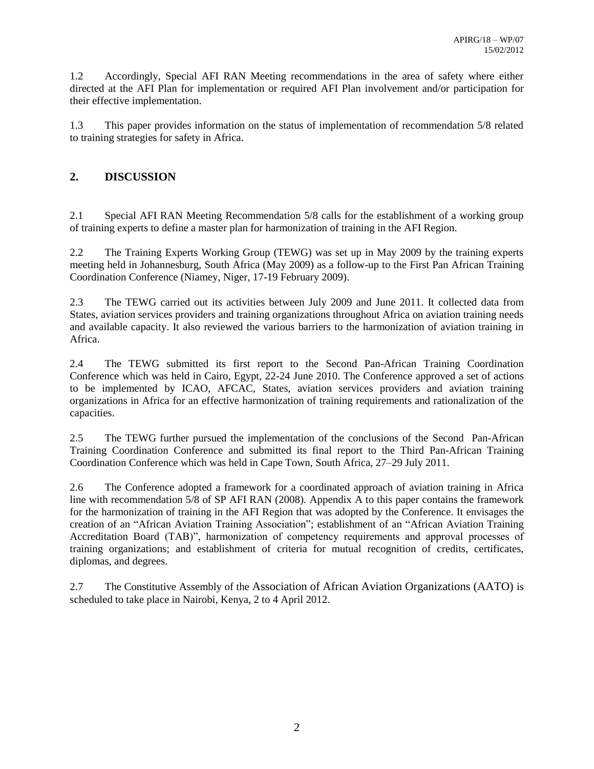1.2 Accordingly, Special AFI RAN Meeting recommendations in the area of safety where either directed at the AFI Plan for implementation or required AFI Plan involvement and/or participation for their effective implementation.

1.3 This paper provides information on the status of implementation of recommendation 5/8 related to training strategies for safety in Africa.

## 2. DISCUSSION

2.1 Special AFI RAN Meeting Recommendation 5/8 calls for the establishment of a working group of training experts to define a master plan for harmonization of training in the AFI Region.

2.2 The Training Experts Working Group (TEWG) was set up in May 2009 by the training experts meeting held in Johannesburg, South Africa (May 2009) as a follow-up to the First Pan African Training Coordination Conference (Niamey, Niger, 17-19 February 2009).

2.3 The TEWG carried out its activities between July 2009 and June 2011. It collected data from States, aviation services providers and training organizations throughout Africa on aviation training needs and available capacity. It also reviewed the various barriers to the harmonization of aviation training in Africa.

2.4 The TEWG submitted its first report to the Second Pan-African Training Coordination Conference which was held in Cairo, Egypt, 22-24 June 2010. The Conference approved a set of actions to be implemented by ICAO, AFCAC, States, aviation services providers and aviation training organizations in Africa for an effective harmonization of training requirements and rationalization of the capacities.

2.5 The TEWG further pursued the implementation of the conclusions of the Second Pan-African Training Coordination Conference and submitted its final report to the Third Pan-African Training Coordination Conference which was held in Cape Town, South Africa, 27–29 July 2011.

2.6 The Conference adopted a framework for a coordinated approach of aviation training in Africa line with recommendation 5/8 of SP AFI RAN (2008). Appendix A to this paper contains the framework for the harmonization of training in the AFI Region that was adopted by the Conference. It envisages the creation of an "African Aviation Training Association"; establishment of an "African Aviation Training Accreditation Board (TAB)", harmonization of competency requirements and approval processes of training organizations; and establishment of criteria for mutual recognition of credits, certificates, diplomas, and degrees.

2.7 The Constitutive Assembly of the Association of African Aviation Organizations (AATO) is scheduled to take place in Nairobi, Kenya, 2 to 4 April 2012.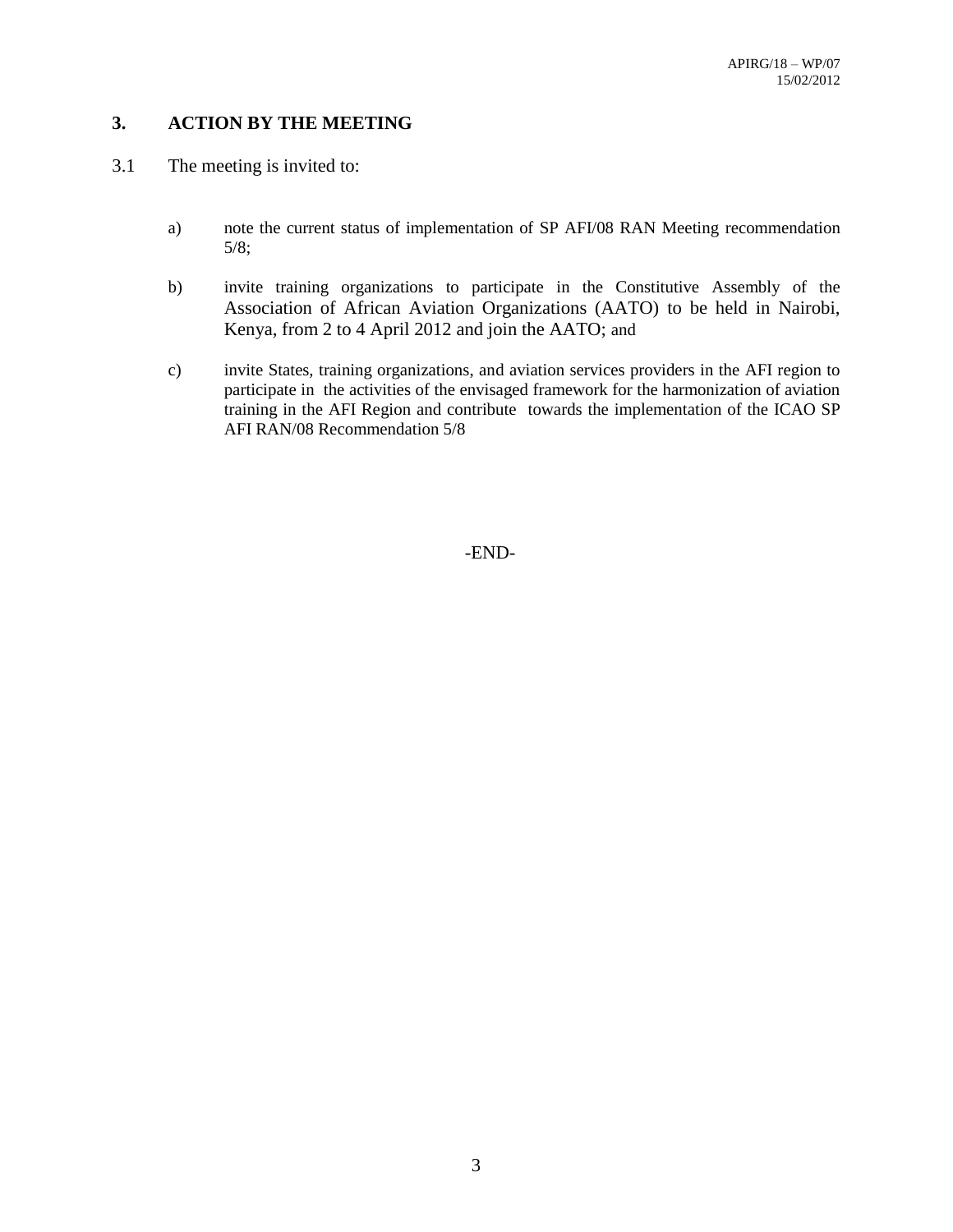## 3. ACTION BY THE MEETING

3.1 The meeting is invited to:

a) note the current status of implementation of SP AFI/08 RAN Meeting recommendation 5/8;

b) invite training organizations to participate in the Constitutive Assembly of the Association of African Aviation Organizations (AATO) to be held in Nairobi, Kenya, from 2 to 4 April 2012 and join the AATO; and

c) invite States, training organizations, and aviation services providers in the AFI region to participate in the activities of the envisaged framework for the harmonization of aviation training in the AFI Region and contribute towards the implementation of the ICAO SP AFI RAN/08 Recommendation 5/8

-END-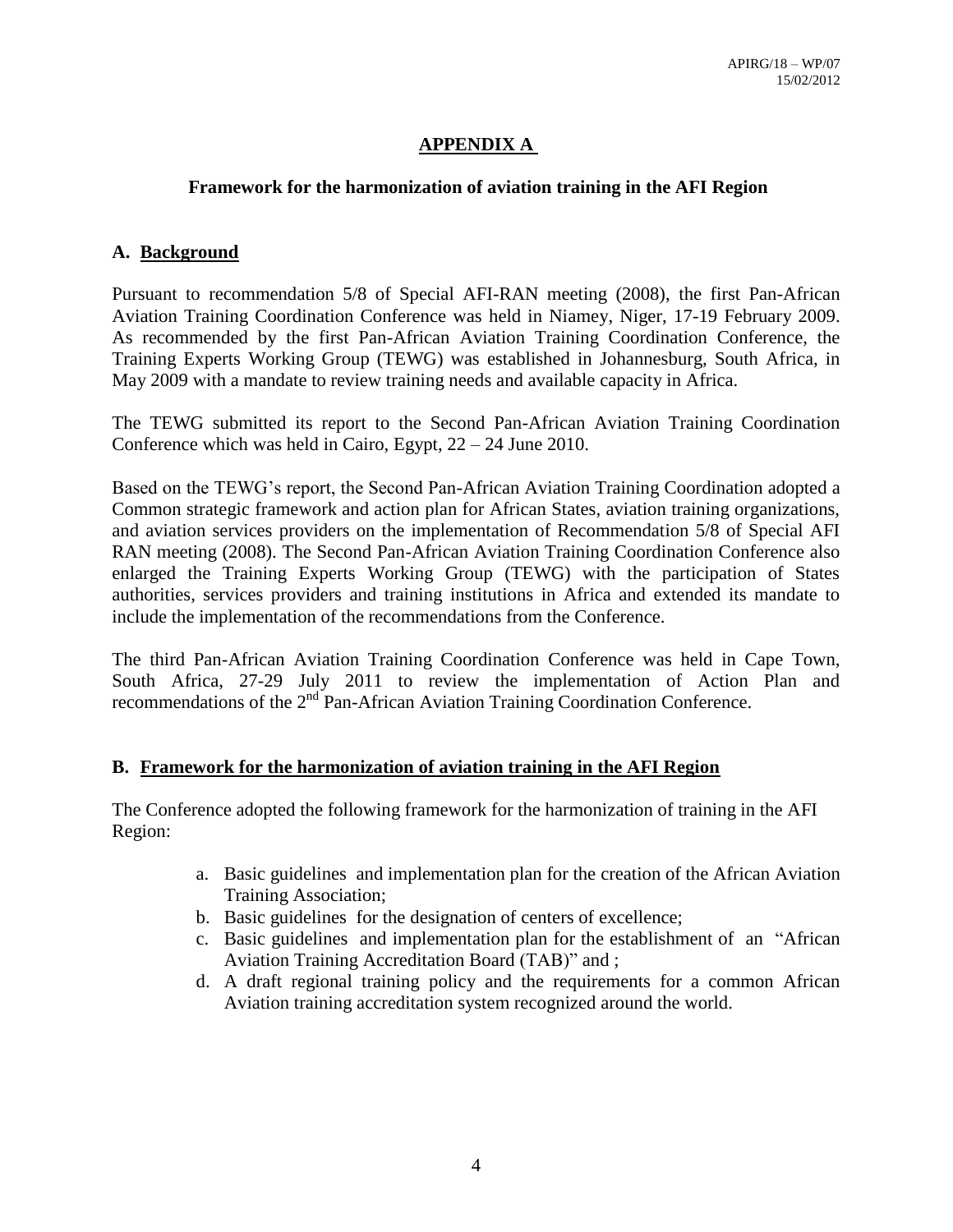# APPENDIX A

## Framework for the harmonization of aviation training in the AFI Region

### A. Background

Pursuant to recommendation 5/8 of Special AFI-RAN meeting (2008), the first Pan-African Aviation Training Coordination Conference was held in Niamey, Niger, 17-19 February 2009. As recommended by the first Pan-African Aviation Training Coordination Conference, the Training Experts Working Group (TEWG) was established in Johannesburg, South Africa, in May 2009 with a mandate to review training needs and available capacity in Africa.

The TEWG submitted its report to the Second Pan-African Aviation Training Coordination Conference which was held in Cairo, Egypt, 22 – 24 June 2010.

Based on the TEWG's report, the Second Pan-African Aviation Training Coordination adopted a Common strategic framework and action plan for African States, aviation training organizations, and aviation services providers on the implementation of Recommendation 5/8 of Special AFI RAN meeting (2008). The Second Pan-African Aviation Training Coordination Conference also enlarged the Training Experts Working Group (TEWG) with the participation of States authorities, services providers and training institutions in Africa and extended its mandate to include the implementation of the recommendations from the Conference.

The third Pan-African Aviation Training Coordination Conference was held in Cape Town, South Africa, 27-29 July 2011 to review the implementation of Action Plan and recommendations of the 2nd Pan-African Aviation Training Coordination Conference.

### B. Framework for the harmonization of aviation training in the AFI Region

The Conference adopted the following framework for the harmonization of training in the AFI Region:

a. Basic guidelines and implementation plan for the creation of the African Aviation Training Association;
b. Basic guidelines for the designation of centers of excellence;
c. Basic guidelines and implementation plan for the establishment of an "African Aviation Training Accreditation Board (TAB)" and ;
d. A draft regional training policy and the requirements for a common African Aviation training accreditation system recognized around the world.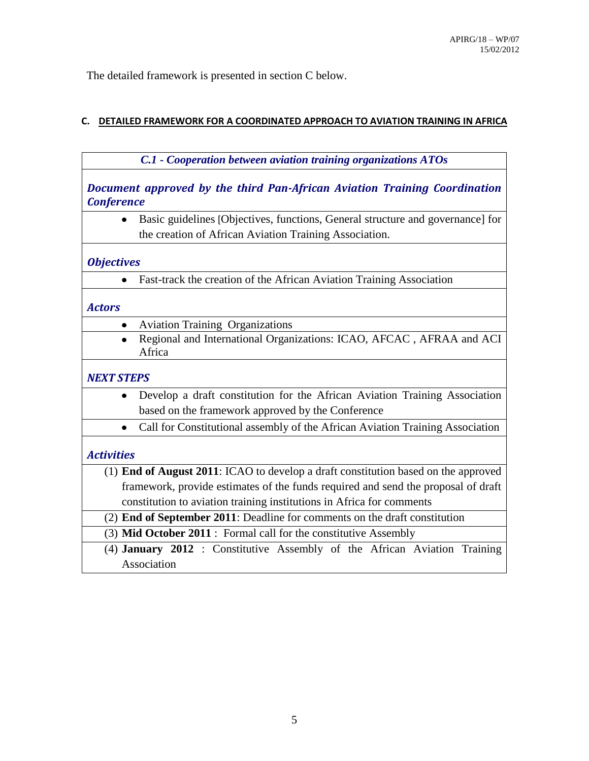The detailed framework is presented in section C below.

## C. DETAILED FRAMEWORK FOR A COORDINATED APPROACH TO AVIATION TRAINING IN AFRICA

| *C.1 - Cooperation between aviation training organizations ATOs* |
|---|
| ***Document approved by the third Pan-African Aviation Training Coordination Conference*** |
| • Basic guidelines [Objectives, functions, General structure and governance] for the creation of African Aviation Training Association. |
| ***Objectives*** |
| • Fast-track the creation of the African Aviation Training Association |
| ***Actors*** |
| • Aviation Training Organizations |
| • Regional and International Organizations: ICAO, AFCAC , AFRAA and ACI Africa |
| ***NEXT STEPS*** |
| • Develop a draft constitution for the African Aviation Training Association based on the framework approved by the Conference |
| • Call for Constitutional assembly of the African Aviation Training Association |
| ***Activities*** |
| (1) **End of August 2011**: ICAO to develop a draft constitution based on the approved framework, provide estimates of the funds required and send the proposal of draft constitution to aviation training institutions in Africa for comments |
| (2) **End of September 2011**: Deadline for comments on the draft constitution |
| (3) **Mid October 2011** : Formal call for the constitutive Assembly |
| (4) **January 2012** : Constitutive Assembly of the African Aviation Training Association |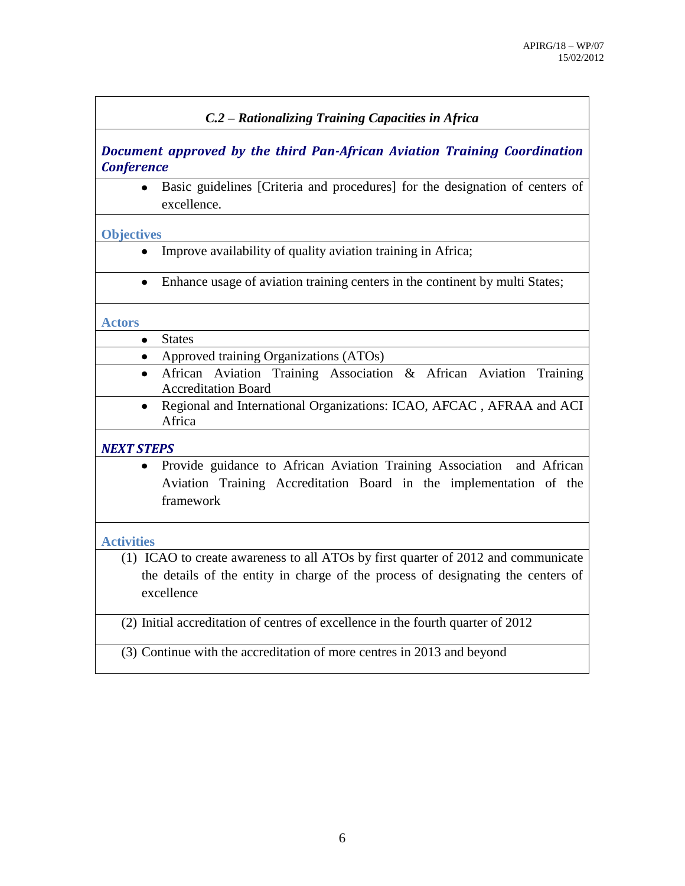### *C.2 – Rationalizing Training Capacities in Africa*

***Document approved by the third Pan-African Aviation Training Coordination Conference***

- Basic guidelines [Criteria and procedures] for the designation of centers of excellence.

**Objectives**

- Improve availability of quality aviation training in Africa;
- Enhance usage of aviation training centers in the continent by multi States;

**Actors**

- States
- Approved training Organizations (ATOs)
- African Aviation Training Association & African Aviation Training Accreditation Board
- Regional and International Organizations: ICAO, AFCAC , AFRAA and ACI Africa

***NEXT STEPS***

- Provide guidance to African Aviation Training Association and African Aviation Training Accreditation Board in the implementation of the framework

**Activities**

(1) ICAO to create awareness to all ATOs by first quarter of 2012 and communicate the details of the entity in charge of the process of designating the centers of excellence

(2) Initial accreditation of centres of excellence in the fourth quarter of 2012

(3) Continue with the accreditation of more centres in 2013 and beyond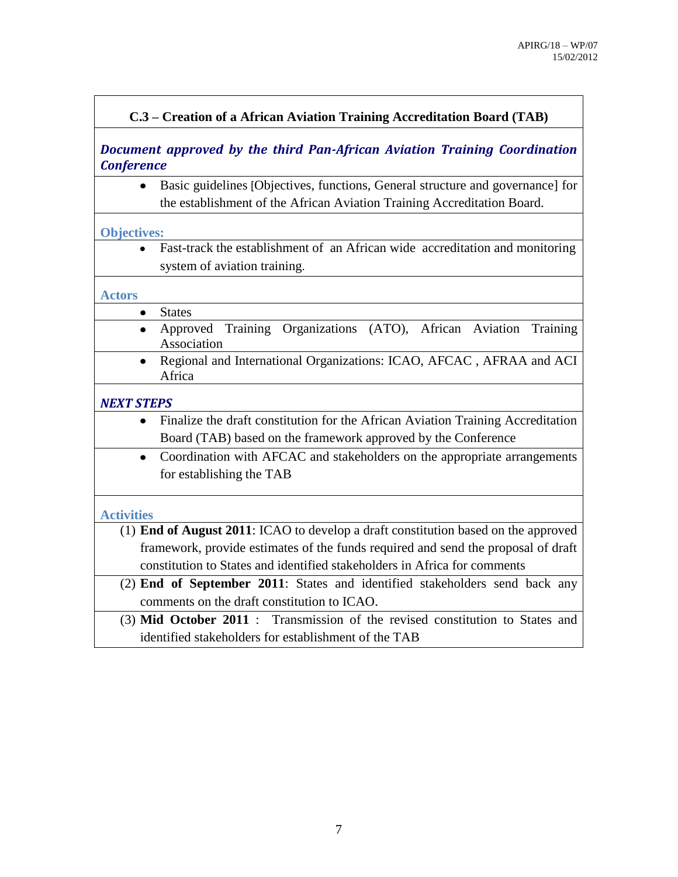**C.3 – Creation of a African Aviation Training Accreditation Board (TAB)**

***Document approved by the third Pan-African Aviation Training Coordination Conference***

- Basic guidelines [Objectives, functions, General structure and governance] for the establishment of the African Aviation Training Accreditation Board.

**Objectives:**

- Fast-track the establishment of an African wide accreditation and monitoring system of aviation training.

**Actors**

- States
- Approved Training Organizations (ATO), African Aviation Training Association
- Regional and International Organizations: ICAO, AFCAC , AFRAA and ACI Africa

***NEXT STEPS***

- Finalize the draft constitution for the African Aviation Training Accreditation Board (TAB) based on the framework approved by the Conference
- Coordination with AFCAC and stakeholders on the appropriate arrangements for establishing the TAB

**Activities**

(1) **End of August 2011**: ICAO to develop a draft constitution based on the approved framework, provide estimates of the funds required and send the proposal of draft constitution to States and identified stakeholders in Africa for comments

(2) **End of September 2011**: States and identified stakeholders send back any comments on the draft constitution to ICAO.

(3) **Mid October 2011** : Transmission of the revised constitution to States and identified stakeholders for establishment of the TAB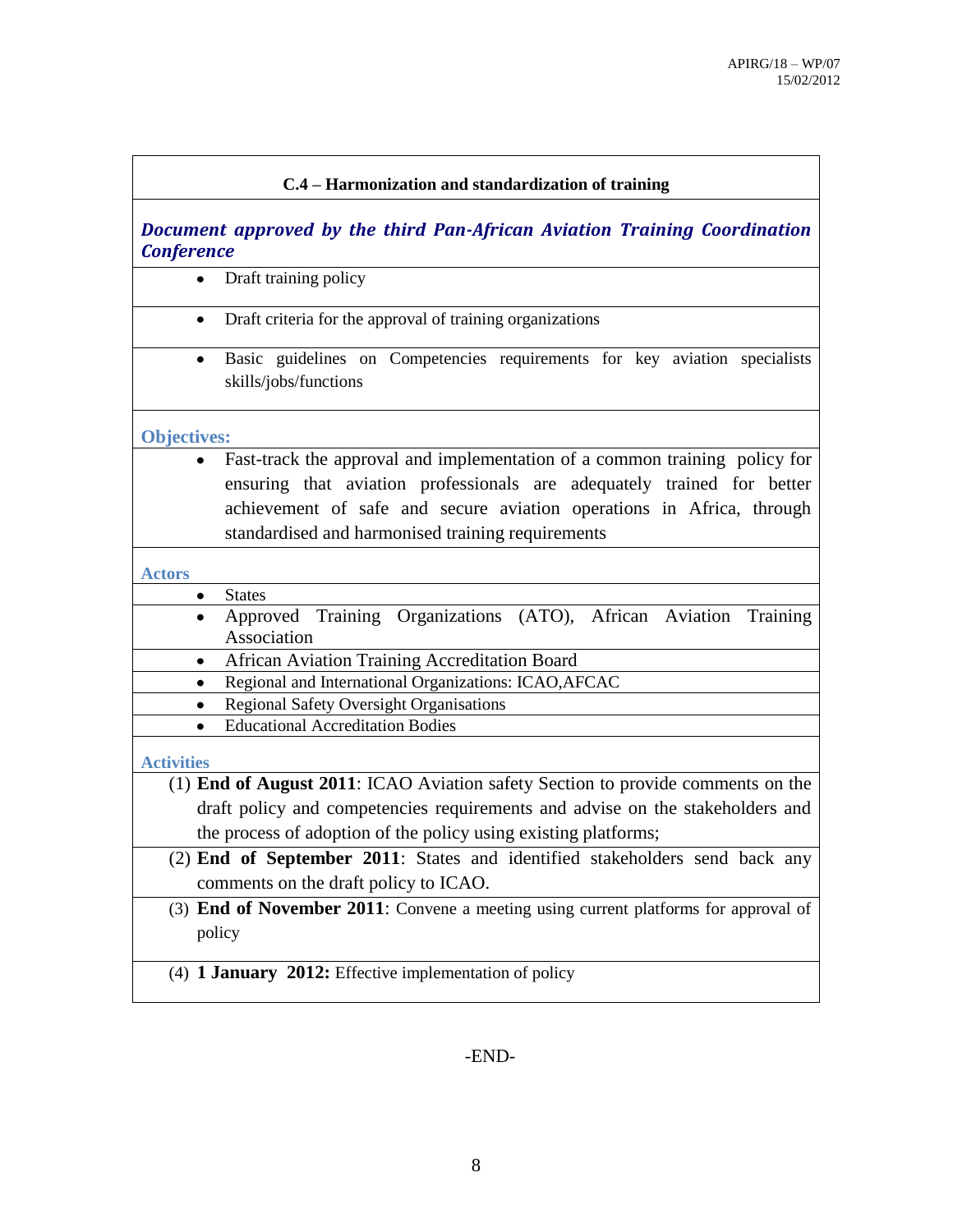**C.4 – Harmonization and standardization of training**

***Document approved by the third Pan-African Aviation Training Coordination Conference***

- Draft training policy
- Draft criteria for the approval of training organizations
- Basic guidelines on Competencies requirements for key aviation specialists skills/jobs/functions

**Objectives:**

- Fast-track the approval and implementation of a common training policy for ensuring that aviation professionals are adequately trained for better achievement of safe and secure aviation operations in Africa, through standardised and harmonised training requirements

**Actors**

- States
- Approved Training Organizations (ATO), African Aviation Training Association
- African Aviation Training Accreditation Board
- Regional and International Organizations: ICAO,AFCAC
- Regional Safety Oversight Organisations
- Educational Accreditation Bodies

**Activities**

(1) **End of August 2011**: ICAO Aviation safety Section to provide comments on the draft policy and competencies requirements and advise on the stakeholders and the process of adoption of the policy using existing platforms;

(2) **End of September 2011**: States and identified stakeholders send back any comments on the draft policy to ICAO.

(3) **End of November 2011**: Convene a meeting using current platforms for approval of policy

(4) **1 January 2012:** Effective implementation of policy

-END-